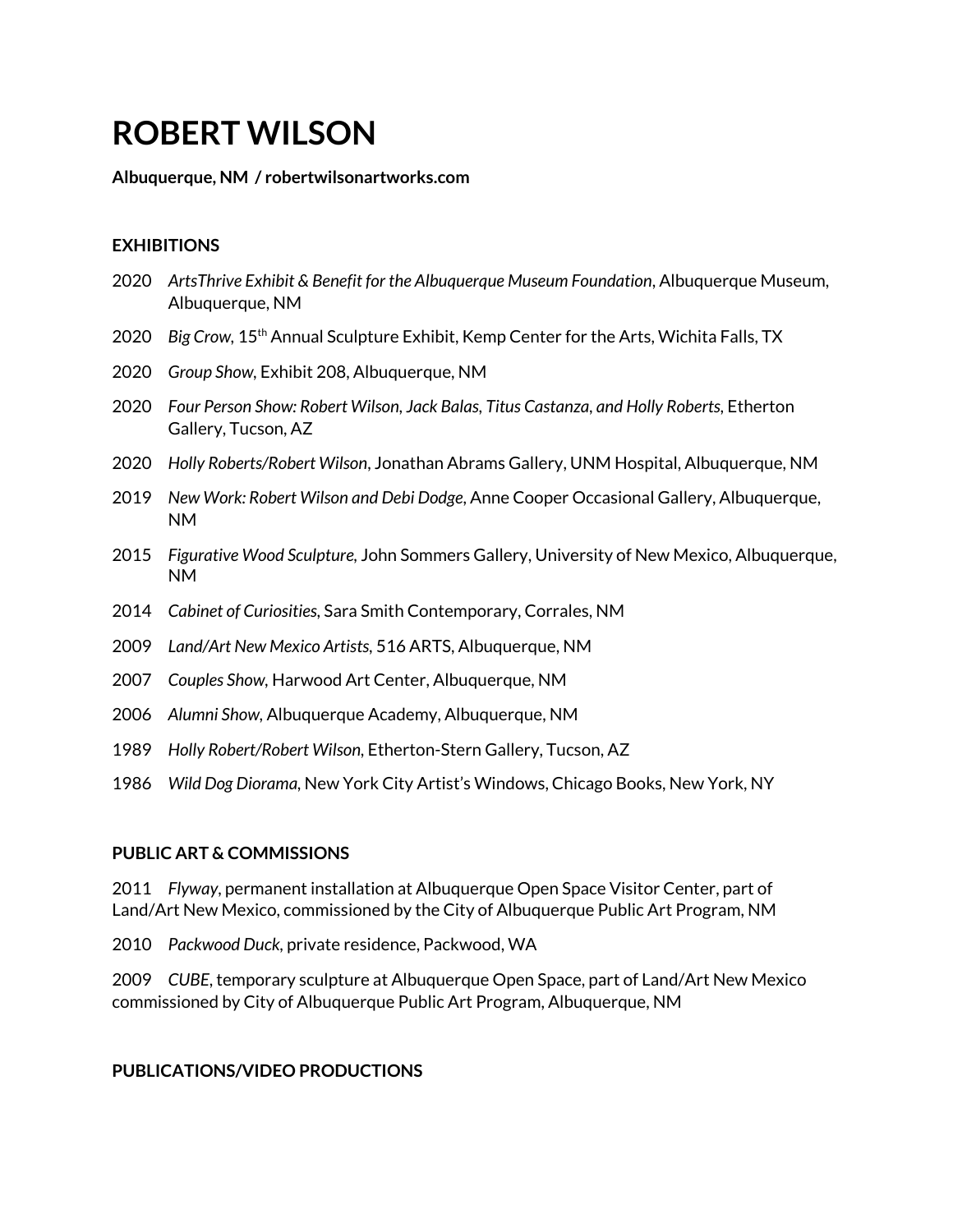# ROBERT WILSON

**Albuquerque, NM / robertwilsonartworks.com**

## EXHIBITIONS

2020 *ArtsThrive Exhibit & Benefit for the Albuquerque Museum Foundation*, Albuquerque Museum, Albuquerque, NM

2020 *Big Crow*, 15th Annual Sculpture Exhibit, Kemp Center for the Arts, Wichita Falls, TX

2020 *Group Show*, Exhibit 208, Albuquerque, NM

2020 *Four Person Show: Robert Wilson, Jack Balas, Titus Castanza, and Holly Roberts*, Etherton Gallery, Tucson, AZ

2020 *Holly Roberts/Robert Wilson*, Jonathan Abrams Gallery, UNM Hospital, Albuquerque, NM

2019 *New Work: Robert Wilson and Debi Dodge*, Anne Cooper Occasional Gallery, Albuquerque, NM

2015 *Figurative Wood Sculpture*, John Sommers Gallery, University of New Mexico, Albuquerque, NM

2014 *Cabinet of Curiosities*, Sara Smith Contemporary, Corrales, NM

2009 *Land/Art New Mexico Artists*, 516 ARTS, Albuquerque, NM

2007 *Couples Show*, Harwood Art Center, Albuquerque, NM

2006 *Alumni Show*, Albuquerque Academy, Albuquerque, NM

1989 *Holly Robert/Robert Wilson*, Etherton-Stern Gallery, Tucson, AZ

1986 *Wild Dog Diorama*, New York City Artist's Windows, Chicago Books, New York, NY

## PUBLIC ART & COMMISSIONS

2011 *Flyway*, permanent installation at Albuquerque Open Space Visitor Center, part of Land/Art New Mexico, commissioned by the City of Albuquerque Public Art Program, NM

2010 *Packwood Duck*, private residence, Packwood, WA

2009 *CUBE*, temporary sculpture at Albuquerque Open Space, part of Land/Art New Mexico commissioned by City of Albuquerque Public Art Program, Albuquerque, NM

## PUBLICATIONS/VIDEO PRODUCTIONS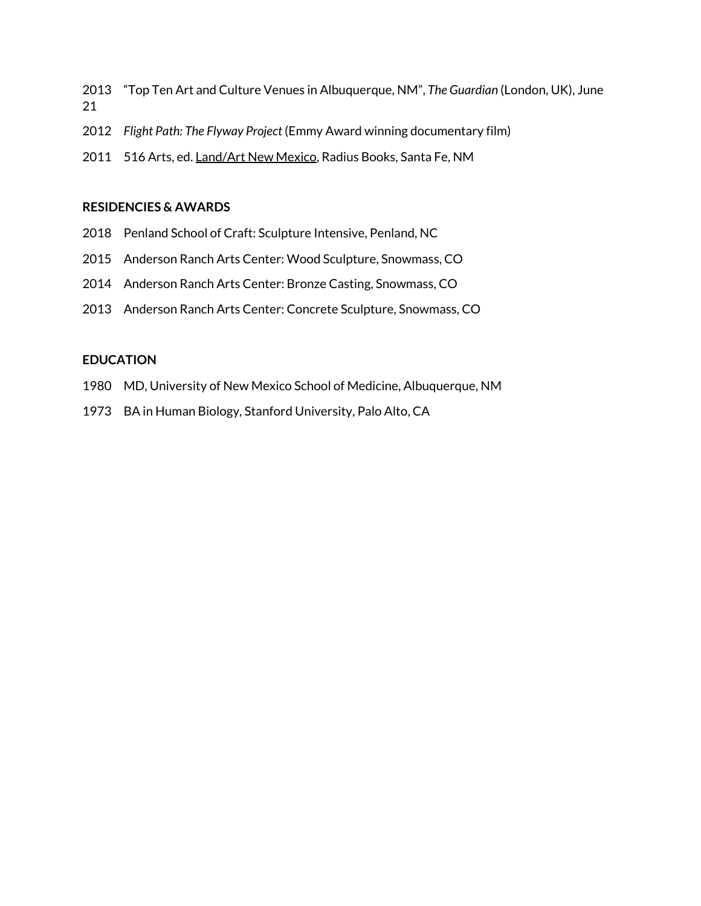2013 "Top Ten Art and Culture Venues in Albuquerque, NM", *The Guardian* (London, UK), June 21

2012 *Flight Path: The Flyway Project* (Emmy Award winning documentary film)

2011 516 Arts, ed. Land/Art New Mexico, Radius Books, Santa Fe, NM

**RESIDENCIES & AWARDS**

2018 Penland School of Craft: Sculpture Intensive, Penland, NC

2015 Anderson Ranch Arts Center: Wood Sculpture, Snowmass, CO

2014 Anderson Ranch Arts Center: Bronze Casting, Snowmass, CO

2013 Anderson Ranch Arts Center: Concrete Sculpture, Snowmass, CO

**EDUCATION**

1980 MD, University of New Mexico School of Medicine, Albuquerque, NM

1973 BA in Human Biology, Stanford University, Palo Alto, CA